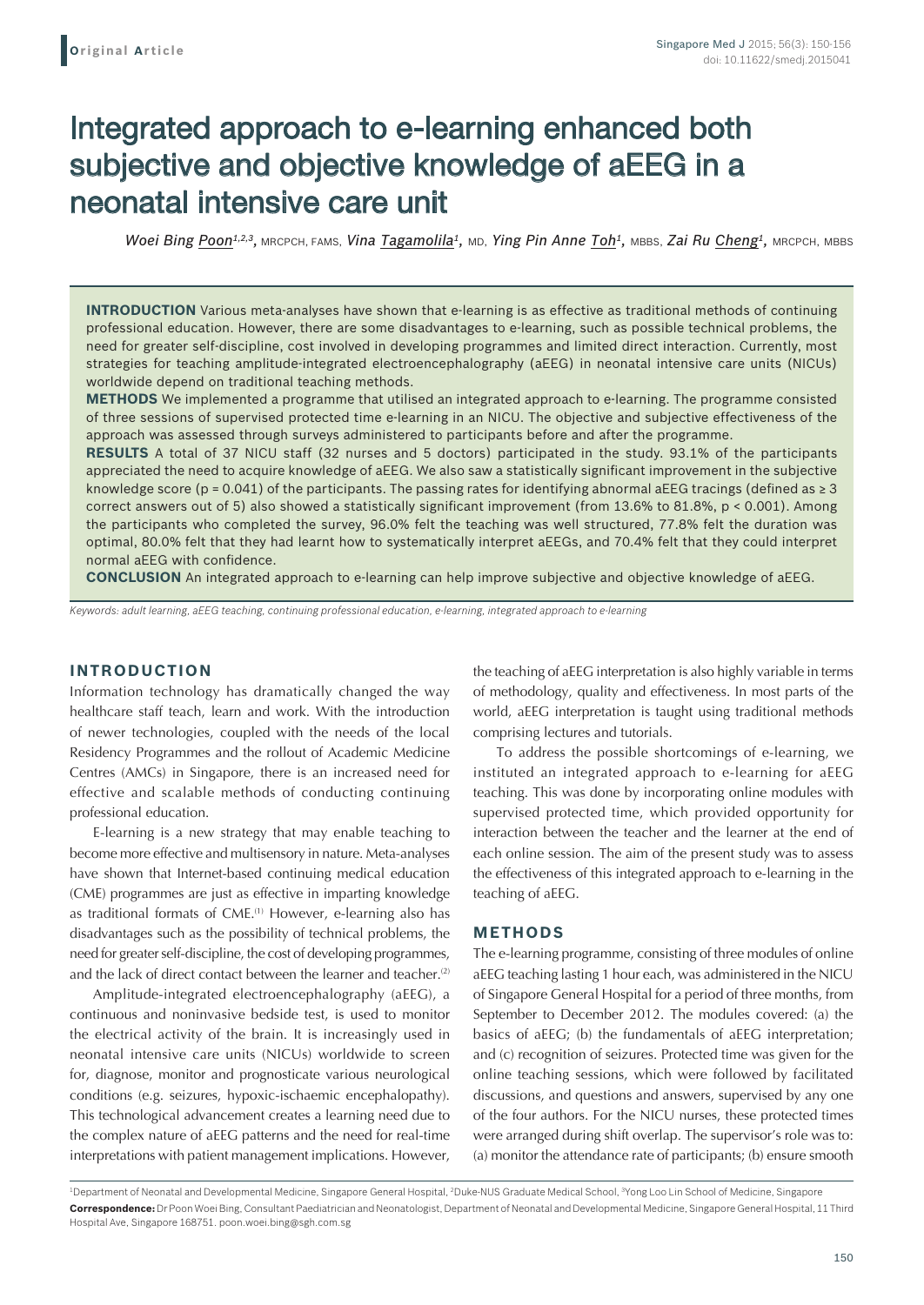**Original Article**

# Integrated approach to e-learning enhanced both subjective and objective knowledge of aEEG in a neonatal intensive care unit

*Woei Bing Poon*[1,2,3], MRCPCH, FAMS, *Vina Tagamolila*[1], MD, *Ying Pin Anne Toh*[1], MBBS, *Zai Ru Cheng*[1], MRCPCH, MBBS

**INTRODUCTION** Various meta-analyses have shown that e-learning is as effective as traditional methods of continuing professional education. However, there are some disadvantages to e-learning, such as possible technical problems, the need for greater self-discipline, cost involved in developing programmes and limited direct interaction. Currently, most strategies for teaching amplitude-integrated electroencephalography (aEEG) in neonatal intensive care units (NICUs) worldwide depend on traditional teaching methods.

**METHODS** We implemented a programme that utilised an integrated approach to e-learning. The programme consisted of three sessions of supervised protected time e-learning in an NICU. The objective and subjective effectiveness of the approach was assessed through surveys administered to participants before and after the programme.

**RESULTS** A total of 37 NICU staff (32 nurses and 5 doctors) participated in the study. 93.1% of the participants appreciated the need to acquire knowledge of aEEG. We also saw a statistically significant improvement in the subjective knowledge score ($p = 0.041$) of the participants. The passing rates for identifying abnormal aEEG tracings (defined as ≥ 3 correct answers out of 5) also showed a statistically significant improvement (from 13.6% to 81.8%, $p < 0.001$). Among the participants who completed the survey, 96.0% felt the teaching was well structured, 77.8% felt the duration was optimal, 80.0% felt that they had learnt how to systematically interpret aEEGs, and 70.4% felt that they could interpret normal aEEG with confidence.

**CONCLUSION** An integrated approach to e-learning can help improve subjective and objective knowledge of aEEG.

*Keywords: adult learning, aEEG teaching, continuing professional education, e-learning, integrated approach to e-learning*

## INTRODUCTION

Information technology has dramatically changed the way healthcare staff teach, learn and work. With the introduction of newer technologies, coupled with the needs of the local Residency Programmes and the rollout of Academic Medicine Centres (AMCs) in Singapore, there is an increased need for effective and scalable methods of conducting continuing professional education.

E-learning is a new strategy that may enable teaching to become more effective and multisensory in nature. Meta-analyses have shown that Internet-based continuing medical education (CME) programmes are just as effective in imparting knowledge as traditional formats of CME.[1] However, e-learning also has disadvantages such as the possibility of technical problems, the need for greater self-discipline, the cost of developing programmes, and the lack of direct contact between the learner and teacher.[2]

Amplitude-integrated electroencephalography (aEEG), a continuous and noninvasive bedside test, is used to monitor the electrical activity of the brain. It is increasingly used in neonatal intensive care units (NICUs) worldwide to screen for, diagnose, monitor and prognosticate various neurological conditions (e.g. seizures, hypoxic-ischaemic encephalopathy). This technological advancement creates a learning need due to the complex nature of aEEG patterns and the need for real-time interpretations with patient management implications. However, the teaching of aEEG interpretation is also highly variable in terms of methodology, quality and effectiveness. In most parts of the world, aEEG interpretation is taught using traditional methods comprising lectures and tutorials.

To address the possible shortcomings of e-learning, we instituted an integrated approach to e-learning for aEEG teaching. This was done by incorporating online modules with supervised protected time, which provided opportunity for interaction between the teacher and the learner at the end of each online session. The aim of the present study was to assess the effectiveness of this integrated approach to e-learning in the teaching of aEEG.

## METHODS

The e-learning programme, consisting of three modules of online aEEG teaching lasting 1 hour each, was administered in the NICU of Singapore General Hospital for a period of three months, from September to December 2012. The modules covered: (a) the basics of aEEG; (b) the fundamentals of aEEG interpretation; and (c) recognition of seizures. Protected time was given for the online teaching sessions, which were followed by facilitated discussions, and questions and answers, supervised by any one of the four authors. For the NICU nurses, these protected times were arranged during shift overlap. The supervisor's role was to: (a) monitor the attendance rate of participants; (b) ensure smooth

[1]Department of Neonatal and Developmental Medicine, Singapore General Hospital, [2]Duke-NUS Graduate Medical School, [3]Yong Loo Lin School of Medicine, Singapore

**Correspondence:** Dr Poon Woei Bing, Consultant Paediatrician and Neonatologist, Department of Neonatal and Developmental Medicine, Singapore General Hospital, 11 Third Hospital Ave, Singapore 168751. poon.woei.bing@sgh.com.sg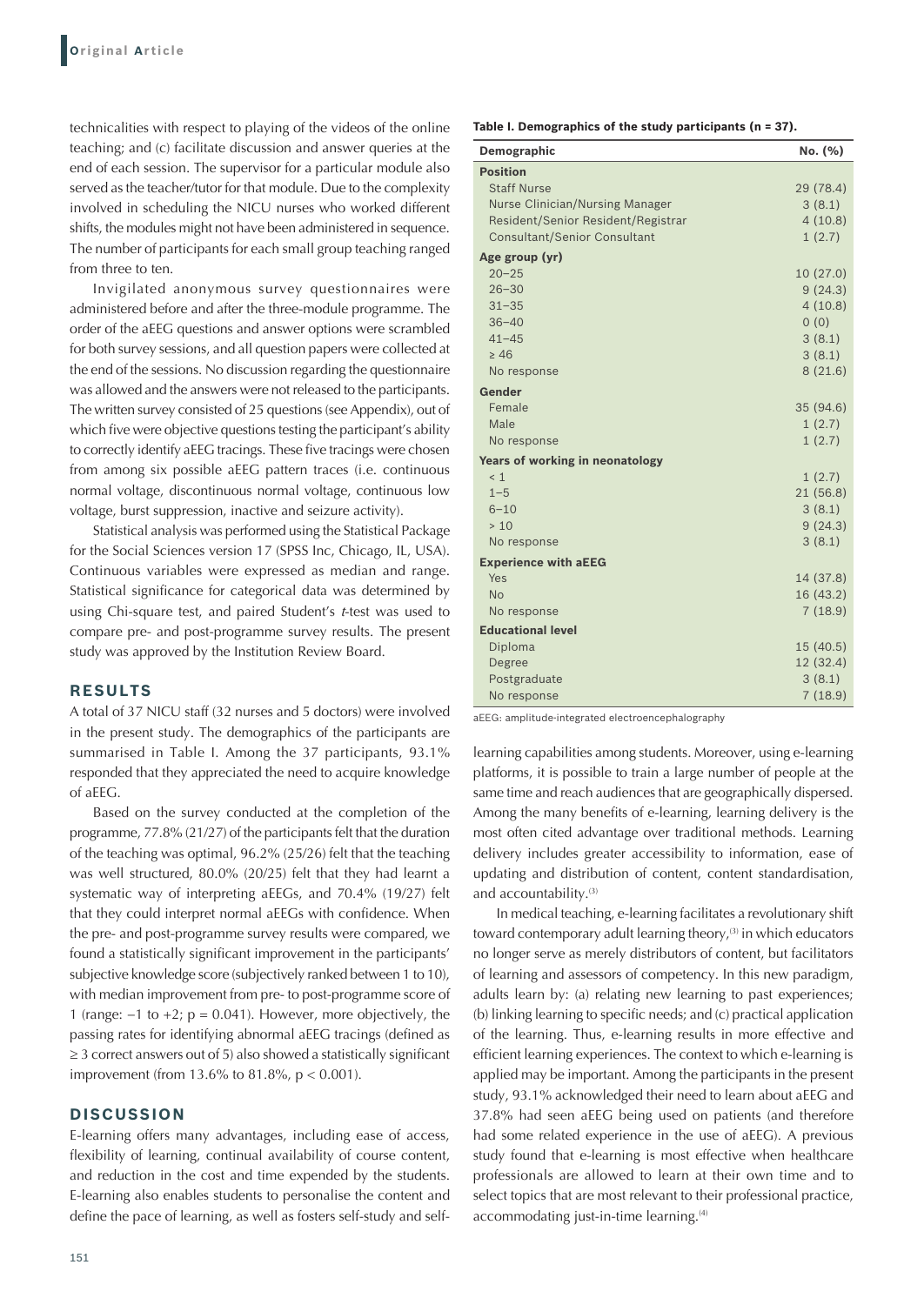technicalities with respect to playing of the videos of the online teaching; and (c) facilitate discussion and answer queries at the end of each session. The supervisor for a particular module also served as the teacher/tutor for that module. Due to the complexity involved in scheduling the NICU nurses who worked different shifts, the modules might not have been administered in sequence. The number of participants for each small group teaching ranged from three to ten.

Invigilated anonymous survey questionnaires were administered before and after the three-module programme. The order of the aEEG questions and answer options were scrambled for both survey sessions, and all question papers were collected at the end of the sessions. No discussion regarding the questionnaire was allowed and the answers were not released to the participants. The written survey consisted of 25 questions (see Appendix), out of which five were objective questions testing the participant's ability to correctly identify aEEG tracings. These five tracings were chosen from among six possible aEEG pattern traces (i.e. continuous normal voltage, discontinuous normal voltage, continuous low voltage, burst suppression, inactive and seizure activity).

Statistical analysis was performed using the Statistical Package for the Social Sciences version 17 (SPSS Inc, Chicago, IL, USA). Continuous variables were expressed as median and range. Statistical significance for categorical data was determined by using Chi-square test, and paired Student's *t*-test was used to compare pre- and post-programme survey results. The present study was approved by the Institution Review Board.

## RESULTS

A total of 37 NICU staff (32 nurses and 5 doctors) were involved in the present study. The demographics of the participants are summarised in Table I. Among the 37 participants, 93.1% responded that they appreciated the need to acquire knowledge of aEEG.

Based on the survey conducted at the completion of the programme, 77.8% (21/27) of the participants felt that the duration of the teaching was optimal, 96.2% (25/26) felt that the teaching was well structured, 80.0% (20/25) felt that they had learnt a systematic way of interpreting aEEGs, and 70.4% (19/27) felt that they could interpret normal aEEGs with confidence. When the pre- and post-programme survey results were compared, we found a statistically significant improvement in the participants' subjective knowledge score (subjectively ranked between 1 to 10), with median improvement from pre- to post-programme score of 1 (range: −1 to +2; $p = 0.041$). However, more objectively, the passing rates for identifying abnormal aEEG tracings (defined as ≥ 3 correct answers out of 5) also showed a statistically significant improvement (from 13.6% to 81.8%, $p < 0.001$).

**Table I. Demographics of the study participants (n = 37).**

| Demographic | No. (%) |
|---|---|
| **Position** | |
| Staff Nurse | 29 (78.4) |
| Nurse Clinician/Nursing Manager | 3 (8.1) |
| Resident/Senior Resident/Registrar | 4 (10.8) |
| Consultant/Senior Consultant | 1 (2.7) |
| **Age group (yr)** | |
| 20–25 | 10 (27.0) |
| 26–30 | 9 (24.3) |
| 31–35 | 4 (10.8) |
| 36–40 | 0 (0) |
| 41–45 | 3 (8.1) |
| ≥ 46 | 3 (8.1) |
| No response | 8 (21.6) |
| **Gender** | |
| Female | 35 (94.6) |
| Male | 1 (2.7) |
| No response | 1 (2.7) |
| **Years of working in neonatology** | |
| < 1 | 1 (2.7) |
| 1–5 | 21 (56.8) |
| 6–10 | 3 (8.1) |
| > 10 | 9 (24.3) |
| No response | 3 (8.1) |
| **Experience with aEEG** | |
| Yes | 14 (37.8) |
| No | 16 (43.2) |
| No response | 7 (18.9) |
| **Educational level** | |
| Diploma | 15 (40.5) |
| Degree | 12 (32.4) |
| Postgraduate | 3 (8.1) |
| No response | 7 (18.9) |

aEEG: amplitude-integrated electroencephalography

## DISCUSSION

E-learning offers many advantages, including ease of access, flexibility of learning, continual availability of course content, and reduction in the cost and time expended by the students. E-learning also enables students to personalise the content and define the pace of learning, as well as fosters self-study and self-learning capabilities among students. Moreover, using e-learning platforms, it is possible to train a large number of people at the same time and reach audiences that are geographically dispersed. Among the many benefits of e-learning, learning delivery is the most often cited advantage over traditional methods. Learning delivery includes greater accessibility to information, ease of updating and distribution of content, content standardisation, and accountability.[3]

In medical teaching, e-learning facilitates a revolutionary shift toward contemporary adult learning theory,[3] in which educators no longer serve as merely distributors of content, but facilitators of learning and assessors of competency. In this new paradigm, adults learn by: (a) relating new learning to past experiences; (b) linking learning to specific needs; and (c) practical application of the learning. Thus, e-learning results in more effective and efficient learning experiences. The context to which e-learning is applied may be important. Among the participants in the present study, 93.1% acknowledged their need to learn about aEEG and 37.8% had seen aEEG being used on patients (and therefore had some related experience in the use of aEEG). A previous study found that e-learning is most effective when healthcare professionals are allowed to learn at their own time and to select topics that are most relevant to their professional practice, accommodating just-in-time learning.[4]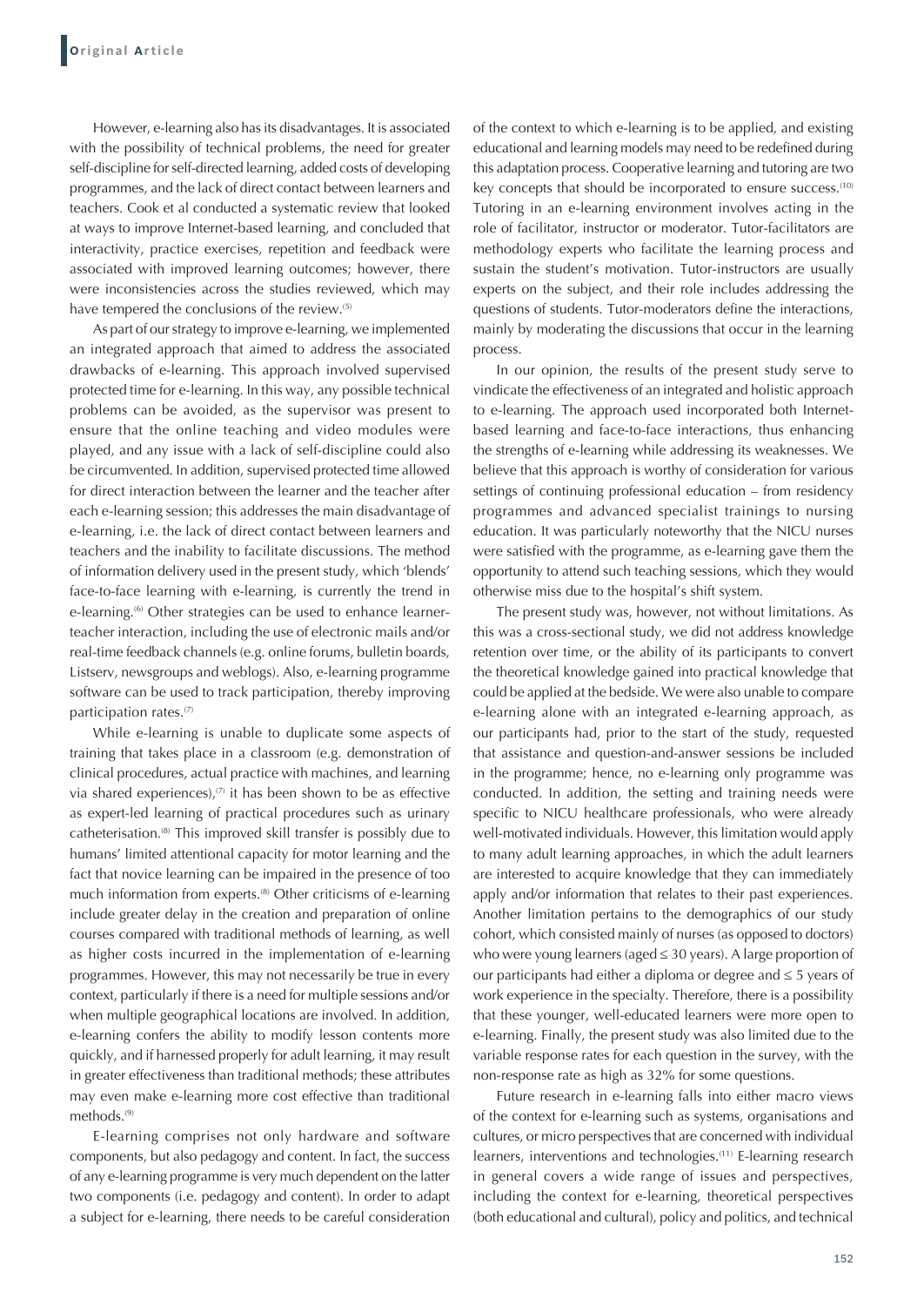However, e-learning also has its disadvantages. It is associated with the possibility of technical problems, the need for greater self-discipline for self-directed learning, added costs of developing programmes, and the lack of direct contact between learners and teachers. Cook et al conducted a systematic review that looked at ways to improve Internet-based learning, and concluded that interactivity, practice exercises, repetition and feedback were associated with improved learning outcomes; however, there were inconsistencies across the studies reviewed, which may have tempered the conclusions of the review.[5]

As part of our strategy to improve e-learning, we implemented an integrated approach that aimed to address the associated drawbacks of e-learning. This approach involved supervised protected time for e-learning. In this way, any possible technical problems can be avoided, as the supervisor was present to ensure that the online teaching and video modules were played, and any issue with a lack of self-discipline could also be circumvented. In addition, supervised protected time allowed for direct interaction between the learner and the teacher after each e-learning session; this addresses the main disadvantage of e-learning, i.e. the lack of direct contact between learners and teachers and the inability to facilitate discussions. The method of information delivery used in the present study, which 'blends' face-to-face learning with e-learning, is currently the trend in e-learning.[6] Other strategies can be used to enhance learner-teacher interaction, including the use of electronic mails and/or real-time feedback channels (e.g. online forums, bulletin boards, Listserv, newsgroups and weblogs). Also, e-learning programme software can be used to track participation, thereby improving participation rates.[7]

While e-learning is unable to duplicate some aspects of training that takes place in a classroom (e.g. demonstration of clinical procedures, actual practice with machines, and learning via shared experiences),[7] it has been shown to be as effective as expert-led learning of practical procedures such as urinary catheterisation.[8] This improved skill transfer is possibly due to humans' limited attentional capacity for motor learning and the fact that novice learning can be impaired in the presence of too much information from experts.[8] Other criticisms of e-learning include greater delay in the creation and preparation of online courses compared with traditional methods of learning, as well as higher costs incurred in the implementation of e-learning programmes. However, this may not necessarily be true in every context, particularly if there is a need for multiple sessions and/or when multiple geographical locations are involved. In addition, e-learning confers the ability to modify lesson contents more quickly, and if harnessed properly for adult learning, it may result in greater effectiveness than traditional methods; these attributes may even make e-learning more cost effective than traditional methods.[9]

E-learning comprises not only hardware and software components, but also pedagogy and content. In fact, the success of any e-learning programme is very much dependent on the latter two components (i.e. pedagogy and content). In order to adapt a subject for e-learning, there needs to be careful consideration of the context to which e-learning is to be applied, and existing educational and learning models may need to be redefined during this adaptation process. Cooperative learning and tutoring are two key concepts that should be incorporated to ensure success.[10] Tutoring in an e-learning environment involves acting in the role of facilitator, instructor or moderator. Tutor-facilitators are methodology experts who facilitate the learning process and sustain the student's motivation. Tutor-instructors are usually experts on the subject, and their role includes addressing the questions of students. Tutor-moderators define the interactions, mainly by moderating the discussions that occur in the learning process.

In our opinion, the results of the present study serve to vindicate the effectiveness of an integrated and holistic approach to e-learning. The approach used incorporated both Internet-based learning and face-to-face interactions, thus enhancing the strengths of e-learning while addressing its weaknesses. We believe that this approach is worthy of consideration for various settings of continuing professional education – from residency programmes and advanced specialist trainings to nursing education. It was particularly noteworthy that the NICU nurses were satisfied with the programme, as e-learning gave them the opportunity to attend such teaching sessions, which they would otherwise miss due to the hospital's shift system.

The present study was, however, not without limitations. As this was a cross-sectional study, we did not address knowledge retention over time, or the ability of its participants to convert the theoretical knowledge gained into practical knowledge that could be applied at the bedside. We were also unable to compare e-learning alone with an integrated e-learning approach, as our participants had, prior to the start of the study, requested that assistance and question-and-answer sessions be included in the programme; hence, no e-learning only programme was conducted. In addition, the setting and training needs were specific to NICU healthcare professionals, who were already well-motivated individuals. However, this limitation would apply to many adult learning approaches, in which the adult learners are interested to acquire knowledge that they can immediately apply and/or information that relates to their past experiences. Another limitation pertains to the demographics of our study cohort, which consisted mainly of nurses (as opposed to doctors) who were young learners (aged ≤ 30 years). A large proportion of our participants had either a diploma or degree and ≤ 5 years of work experience in the specialty. Therefore, there is a possibility that these younger, well-educated learners were more open to e-learning. Finally, the present study was also limited due to the variable response rates for each question in the survey, with the non-response rate as high as 32% for some questions.

Future research in e-learning falls into either macro views of the context for e-learning such as systems, organisations and cultures, or micro perspectives that are concerned with individual learners, interventions and technologies.[11] E-learning research in general covers a wide range of issues and perspectives, including the context for e-learning, theoretical perspectives (both educational and cultural), policy and politics, and technical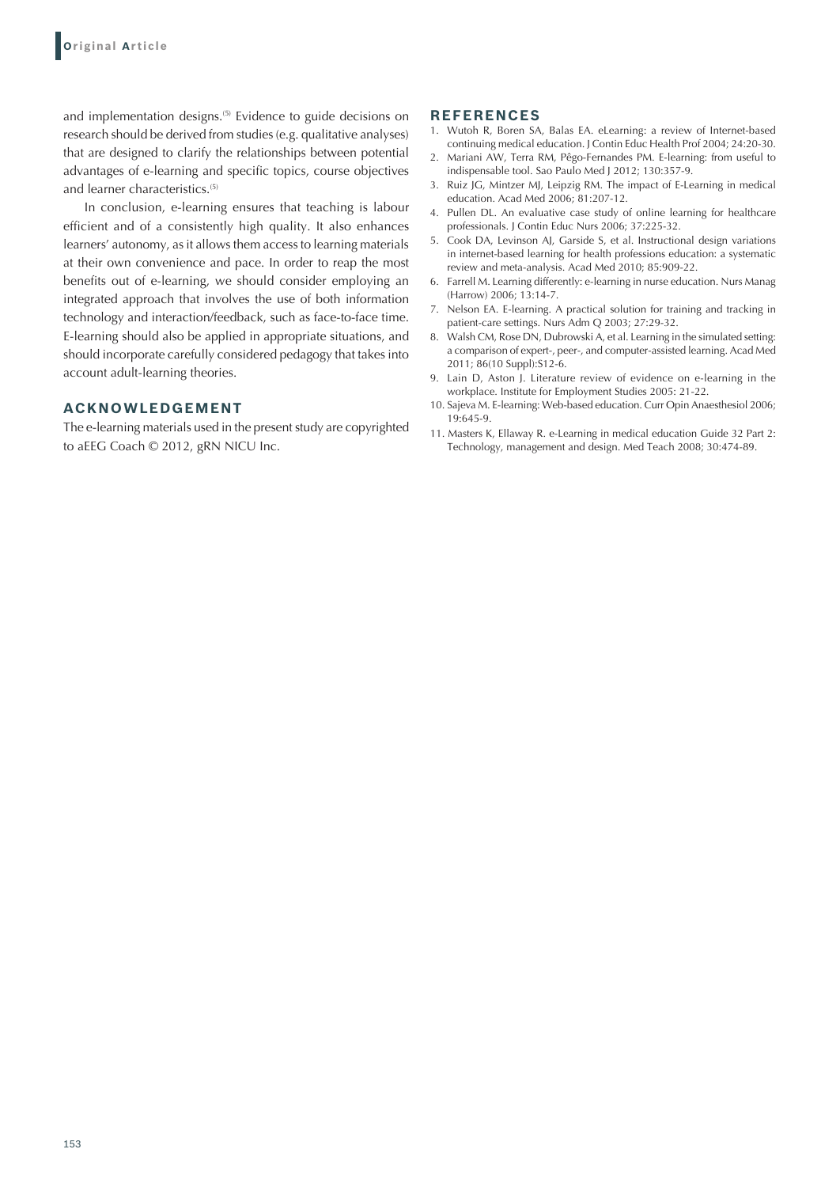and implementation designs.[5] Evidence to guide decisions on research should be derived from studies (e.g. qualitative analyses) that are designed to clarify the relationships between potential advantages of e-learning and specific topics, course objectives and learner characteristics.[5]

In conclusion, e-learning ensures that teaching is labour efficient and of a consistently high quality. It also enhances learners' autonomy, as it allows them access to learning materials at their own convenience and pace. In order to reap the most benefits out of e-learning, we should consider employing an integrated approach that involves the use of both information technology and interaction/feedback, such as face-to-face time. E-learning should also be applied in appropriate situations, and should incorporate carefully considered pedagogy that takes into account adult-learning theories.

## ACKNOWLEDGEMENT

The e-learning materials used in the present study are copyrighted to aEEG Coach © 2012, gRN NICU Inc.

## REFERENCES

1. Wutoh R, Boren SA, Balas EA. eLearning: a review of Internet-based continuing medical education. J Contin Educ Health Prof 2004; 24:20-30.
2. Mariani AW, Terra RM, Pêgo-Fernandes PM. E-learning: from useful to indispensable tool. Sao Paulo Med J 2012; 130:357-9.
3. Ruiz JG, Mintzer MJ, Leipzig RM. The impact of E-Learning in medical education. Acad Med 2006; 81:207-12.
4. Pullen DL. An evaluative case study of online learning for healthcare professionals. J Contin Educ Nurs 2006; 37:225-32.
5. Cook DA, Levinson AJ, Garside S, et al. Instructional design variations in internet-based learning for health professions education: a systematic review and meta-analysis. Acad Med 2010; 85:909-22.
6. Farrell M. Learning differently: e-learning in nurse education. Nurs Manag (Harrow) 2006; 13:14-7.
7. Nelson EA. E-learning. A practical solution for training and tracking in patient-care settings. Nurs Adm Q 2003; 27:29-32.
8. Walsh CM, Rose DN, Dubrowski A, et al. Learning in the simulated setting: a comparison of expert-, peer-, and computer-assisted learning. Acad Med 2011; 86(10 Suppl):S12-6.
9. Lain D, Aston J. Literature review of evidence on e-learning in the workplace. Institute for Employment Studies 2005: 21-22.
10. Sajeva M. E-learning: Web-based education. Curr Opin Anaesthesiol 2006; 19:645-9.
11. Masters K, Ellaway R. e-Learning in medical education Guide 32 Part 2: Technology, management and design. Med Teach 2008; 30:474-89.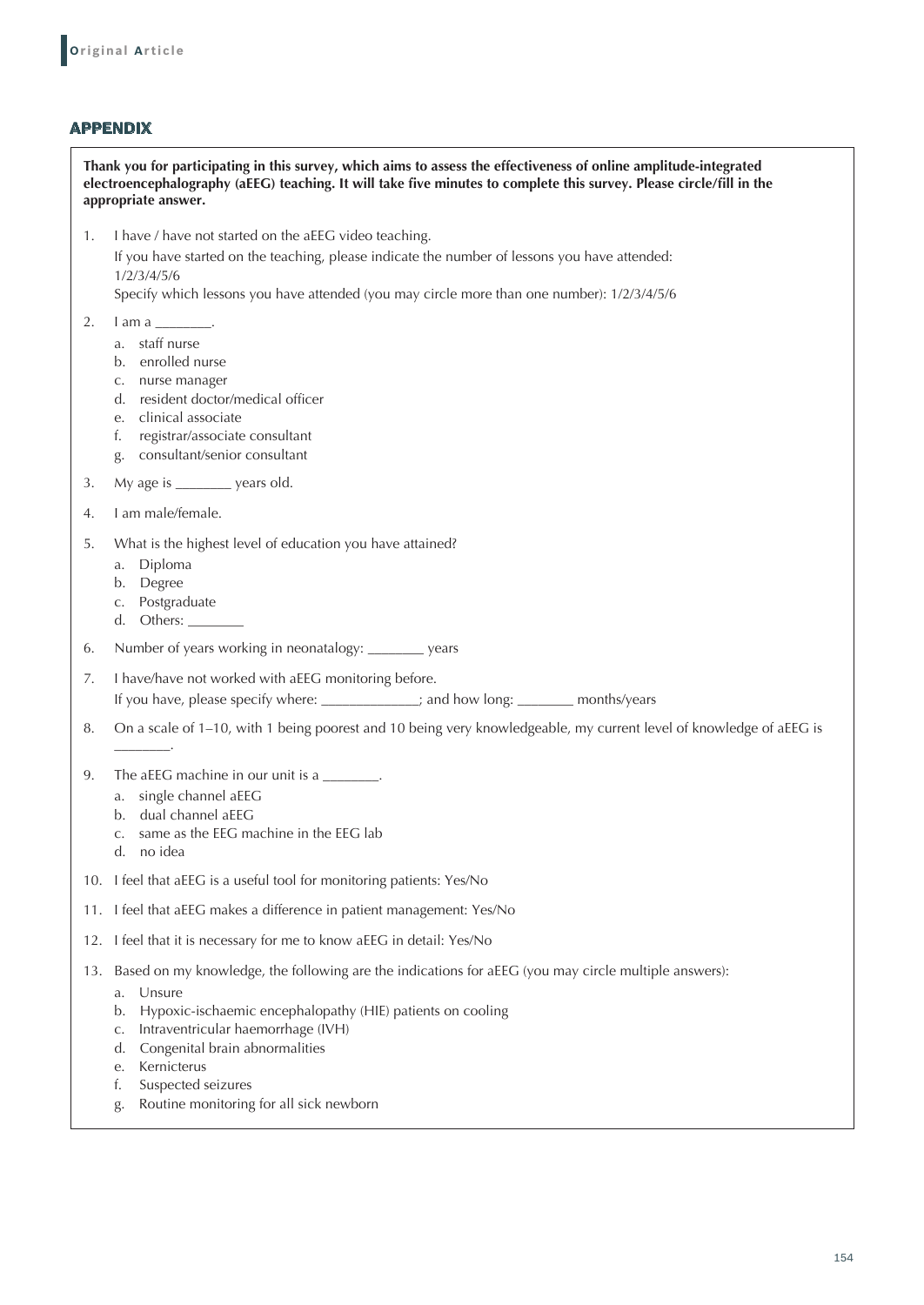## APPENDIX

**Thank you for participating in this survey, which aims to assess the effectiveness of online amplitude-integrated electroencephalography (aEEG) teaching. It will take five minutes to complete this survey. Please circle/fill in the appropriate answer.**

1. I have / have not started on the aEEG video teaching.
   If you have started on the teaching, please indicate the number of lessons you have attended: 1/2/3/4/5/6
   Specify which lessons you have attended (you may circle more than one number): 1/2/3/4/5/6
2. I am a ________.
   a. staff nurse
   b. enrolled nurse
   c. nurse manager
   d. resident doctor/medical officer
   e. clinical associate
   f. registrar/associate consultant
   g. consultant/senior consultant
3. My age is ________ years old.
4. I am male/female.
5. What is the highest level of education you have attained?
   a. Diploma
   b. Degree
   c. Postgraduate
   d. Others: ________
6. Number of years working in neonatalogy: ________ years
7. I have/have not worked with aEEG monitoring before.
   If you have, please specify where: _____________; and how long: ________ months/years
8. On a scale of 1–10, with 1 being poorest and 10 being very knowledgeable, my current level of knowledge of aEEG is ________.
9. The aEEG machine in our unit is a ________.
   a. single channel aEEG
   b. dual channel aEEG
   c. same as the EEG machine in the EEG lab
   d. no idea
10. I feel that aEEG is a useful tool for monitoring patients: Yes/No
11. I feel that aEEG makes a difference in patient management: Yes/No
12. I feel that it is necessary for me to know aEEG in detail: Yes/No
13. Based on my knowledge, the following are the indications for aEEG (you may circle multiple answers):
    a. Unsure
    b. Hypoxic-ischaemic encephalopathy (HIE) patients on cooling
    c. Intraventricular haemorrhage (IVH)
    d. Congenital brain abnormalities
    e. Kernicterus
    f. Suspected seizures
    g. Routine monitoring for all sick newborn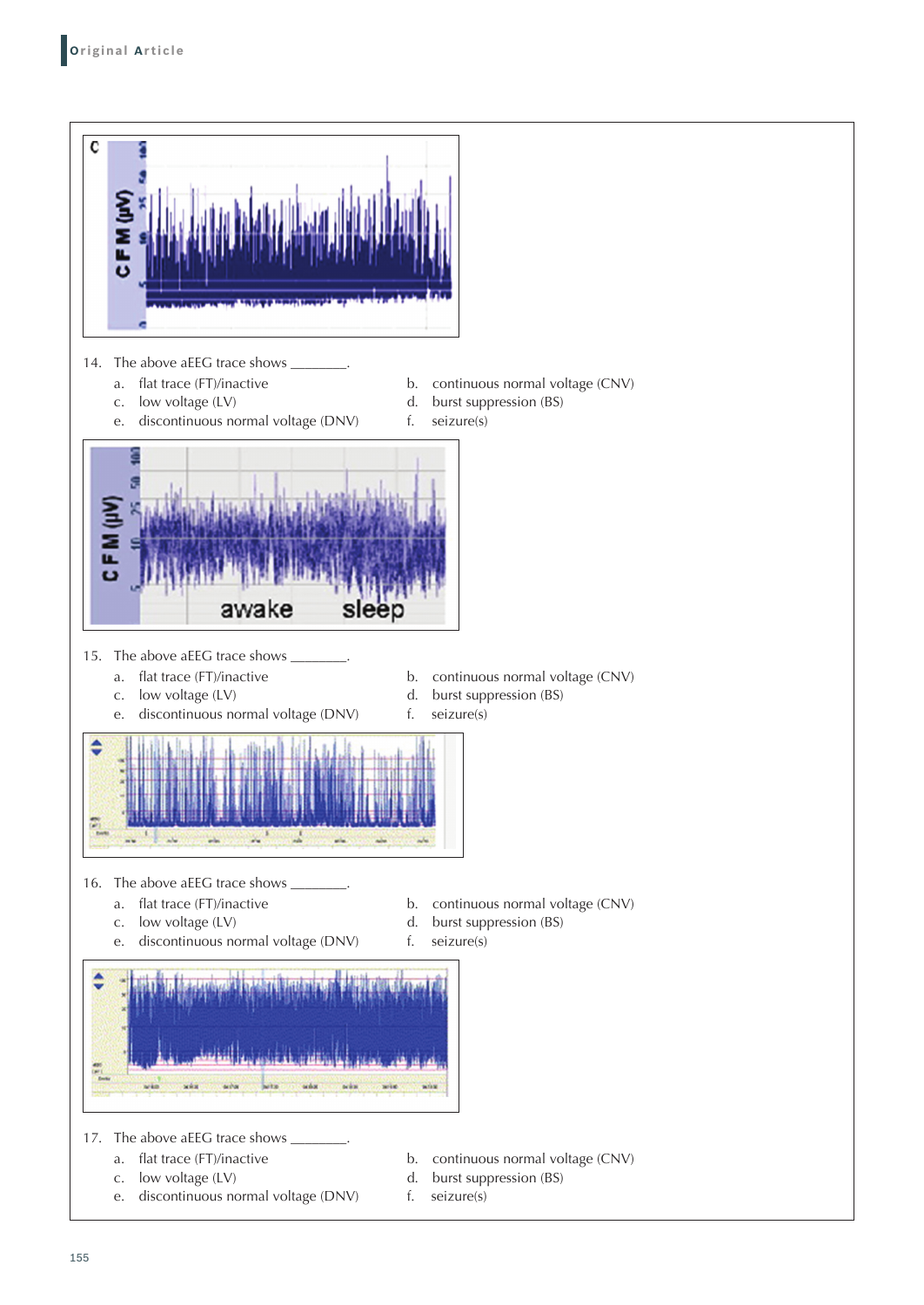C

CFM (μV)

14. The above aEEG trace shows ________.

a. flat trace (FT)/inactive
b. continuous normal voltage (CNV)
c. low voltage (LV)
d. burst suppression (BS)
e. discontinuous normal voltage (DNV)
f. seizure(s)

CFM (μV)

awake

sleep

15. The above aEEG trace shows ________.

a. flat trace (FT)/inactive
b. continuous normal voltage (CNV)
c. low voltage (LV)
d. burst suppression (BS)
e. discontinuous normal voltage (DNV)
f. seizure(s)

16. The above aEEG trace shows ________.

a. flat trace (FT)/inactive
b. continuous normal voltage (CNV)
c. low voltage (LV)
d. burst suppression (BS)
e. discontinuous normal voltage (DNV)
f. seizure(s)

17. The above aEEG trace shows ________.

a. flat trace (FT)/inactive
b. continuous normal voltage (CNV)
c. low voltage (LV)
d. burst suppression (BS)
e. discontinuous normal voltage (DNV)
f. seizure(s)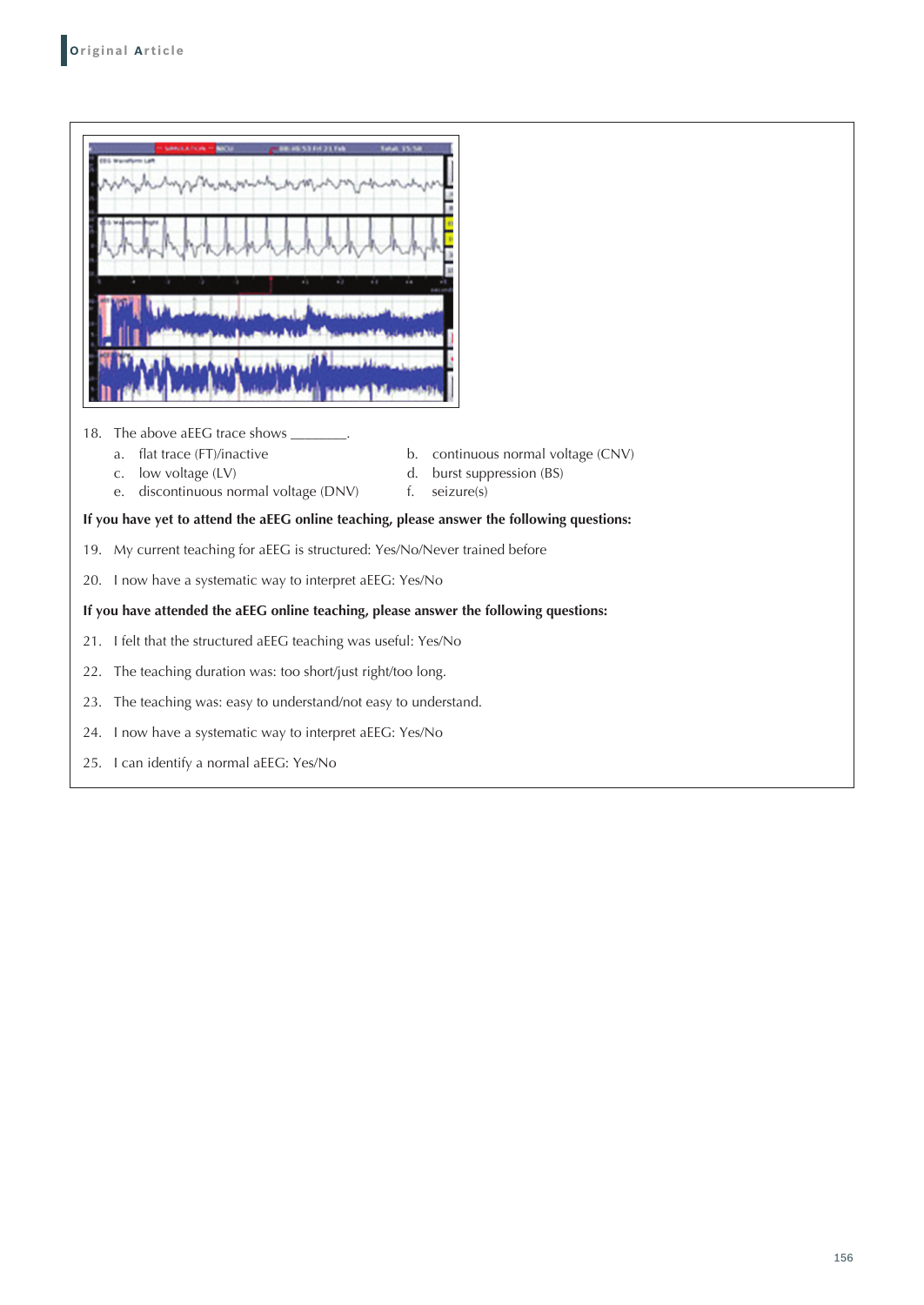18. The above aEEG trace shows ________.

    a. flat trace (FT)/inactive
    b. continuous normal voltage (CNV)
    c. low voltage (LV)
    d. burst suppression (BS)
    e. discontinuous normal voltage (DNV)
    f. seizure(s)

**If you have yet to attend the aEEG online teaching, please answer the following questions:**

19. My current teaching for aEEG is structured: Yes/No/Never trained before

20. I now have a systematic way to interpret aEEG: Yes/No

**If you have attended the aEEG online teaching, please answer the following questions:**

21. I felt that the structured aEEG teaching was useful: Yes/No

22. The teaching duration was: too short/just right/too long.

23. The teaching was: easy to understand/not easy to understand.

24. I now have a systematic way to interpret aEEG: Yes/No

25. I can identify a normal aEEG: Yes/No